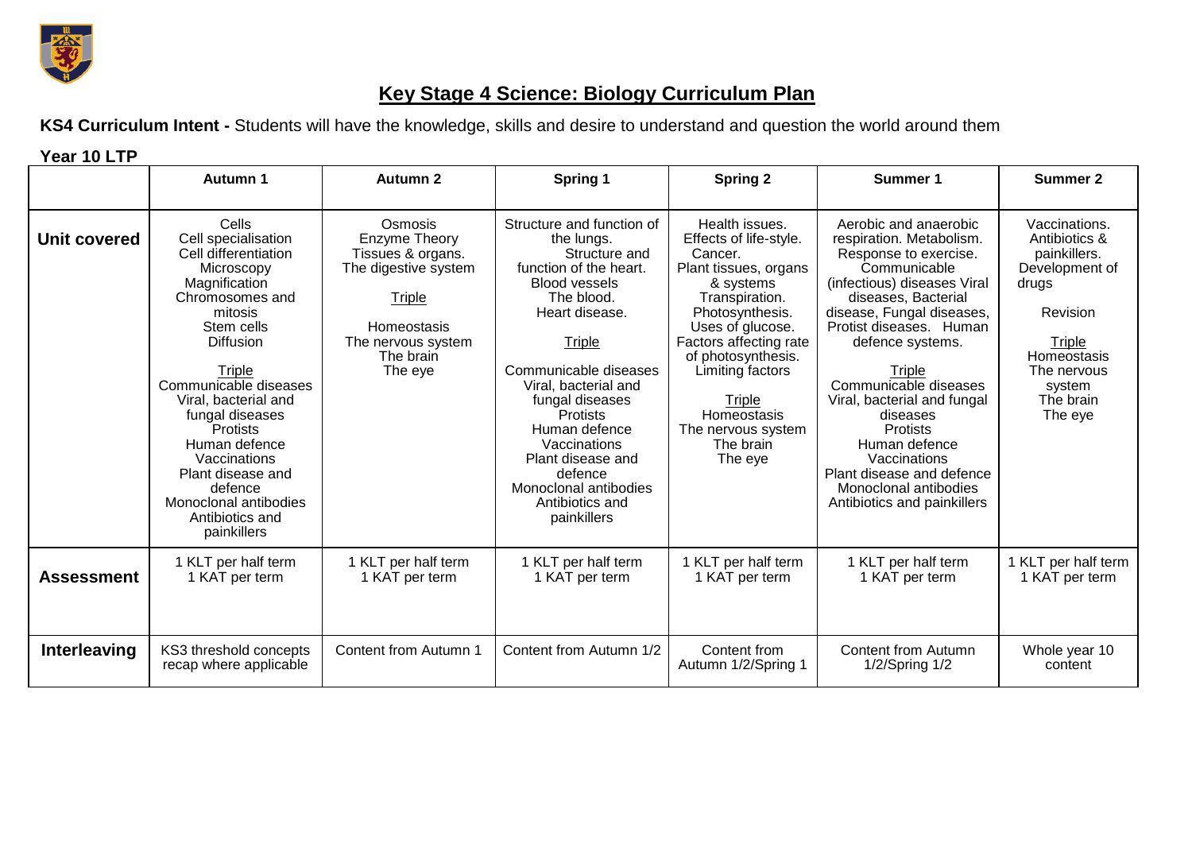# Key Stage 4 Science: Biology Curriculum Plan

**KS4 Curriculum Intent -** Students will have the knowledge, skills and desire to understand and question the world around them

**Year 10 LTP**

| | Autumn 1 | Autumn 2 | Spring 1 | Spring 2 | Summer 1 | Summer 2 |
|---|---|---|---|---|---|---|
| **Unit covered** | Cells<br>Cell specialisation<br>Cell differentiation<br>Microscopy<br>Magnification<br>Chromosomes and mitosis<br>Stem cells<br>Diffusion<br><br><u>Triple</u><br>Communicable diseases<br>Viral, bacterial and fungal diseases<br>Protists<br>Human defence<br>Vaccinations<br>Plant disease and defence<br>Monoclonal antibodies<br>Antibiotics and painkillers | Osmosis<br>Enzyme Theory<br>Tissues & organs.<br>The digestive system<br><br><u>Triple</u><br><br>Homeostasis<br>The nervous system<br>The brain<br>The eye | Structure and function of the lungs.<br>Structure and function of the heart.<br>Blood vessels<br>The blood.<br>Heart disease.<br><br><u>Triple</u><br><br>Communicable diseases<br>Viral, bacterial and fungal diseases<br>Protists<br>Human defence<br>Vaccinations<br>Plant disease and defence<br>Monoclonal antibodies<br>Antibiotics and painkillers | Health issues.<br>Effects of life-style.<br>Cancer.<br>Plant tissues, organs & systems<br>Transpiration.<br>Photosynthesis.<br>Uses of glucose.<br>Factors affecting rate of photosynthesis.<br>Limiting factors<br><br><u>Triple</u><br>Homeostasis<br>The nervous system<br>The brain<br>The eye | Aerobic and anaerobic respiration. Metabolism.<br>Response to exercise.<br>Communicable (infectious) diseases Viral diseases, Bacterial disease, Fungal diseases, Protist diseases. Human defence systems.<br><br><u>Triple</u><br>Communicable diseases<br>Viral, bacterial and fungal diseases<br>Protists<br>Human defence<br>Vaccinations<br>Plant disease and defence<br>Monoclonal antibodies<br>Antibiotics and painkillers | Vaccinations.<br>Antibiotics & painkillers.<br>Development of drugs<br><br>Revision<br><br><u>Triple</u><br>Homeostasis<br>The nervous system<br>The brain<br>The eye |
| **Assessment** | 1 KLT per half term<br>1 KAT per term | 1 KLT per half term<br>1 KAT per term | 1 KLT per half term<br>1 KAT per term | 1 KLT per half term<br>1 KAT per term | 1 KLT per half term<br>1 KAT per term | 1 KLT per half term<br>1 KAT per term |
| **Interleaving** | KS3 threshold concepts recap where applicable | Content from Autumn 1 | Content from Autumn 1/2 | Content from Autumn 1/2/Spring 1 | Content from Autumn 1/2/Spring 1/2 | Whole year 10 content |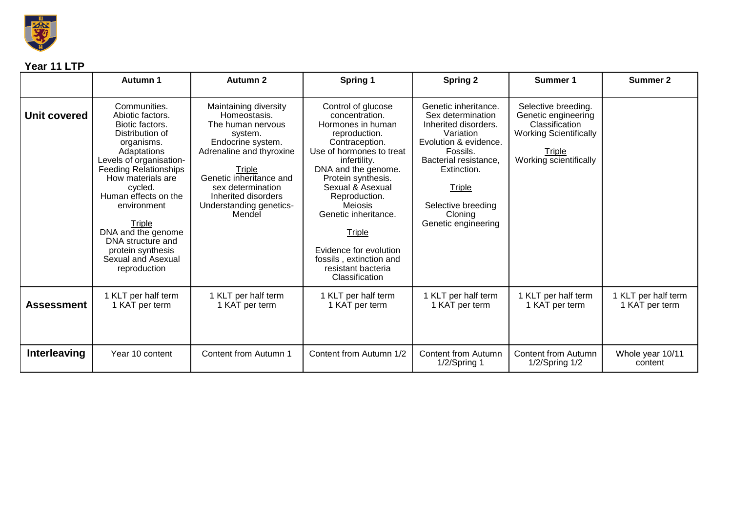**Year 11 LTP**

| | Autumn 1 | Autumn 2 | Spring 1 | Spring 2 | Summer 1 | Summer 2 |
|---|---|---|---|---|---|---|
| **Unit covered** | Communities.<br>Abiotic factors.<br>Biotic factors.<br>Distribution of organisms.<br>Adaptations<br>Levels of organisation-Feeding Relationships<br>How materials are cycled.<br>Human effects on the environment<br><br>Triple<br>DNA and the genome<br>DNA structure and protein synthesis<br>Sexual and Asexual reproduction | Maintaining diversity<br>Homeostasis.<br>The human nervous system.<br>Endocrine system.<br>Adrenaline and thyroxine<br><br>Triple<br>Genetic inheritance and sex determination<br>Inherited disorders<br>Understanding genetics-Mendel | Control of glucose concentration.<br>Hormones in human reproduction.<br>Contraception.<br>Use of hormones to treat infertility.<br>DNA and the genome.<br>Protein synthesis.<br>Sexual & Asexual Reproduction.<br>Meiosis<br>Genetic inheritance.<br><br>Triple<br><br>Evidence for evolution fossils , extinction and resistant bacteria<br>Classification | Genetic inheritance.<br>Sex determination<br>Inherited disorders.<br>Variation<br>Evolution & evidence.<br>Fossils.<br>Bacterial resistance,<br>Extinction.<br><br>Triple<br><br>Selective breeding<br>Cloning<br>Genetic engineering | Selective breeding.<br>Genetic engineering<br>Classification<br>Working Scientifically<br><br>Triple<br>Working scientifically | |
| **Assessment** | 1 KLT per half term<br>1 KAT per term | 1 KLT per half term<br>1 KAT per term | 1 KLT per half term<br>1 KAT per term | 1 KLT per half term<br>1 KAT per term | 1 KLT per half term<br>1 KAT per term | 1 KLT per half term<br>1 KAT per term |
| **Interleaving** | Year 10 content | Content from Autumn 1 | Content from Autumn 1/2 | Content from Autumn 1/2/Spring 1 | Content from Autumn 1/2/Spring 1/2 | Whole year 10/11 content |